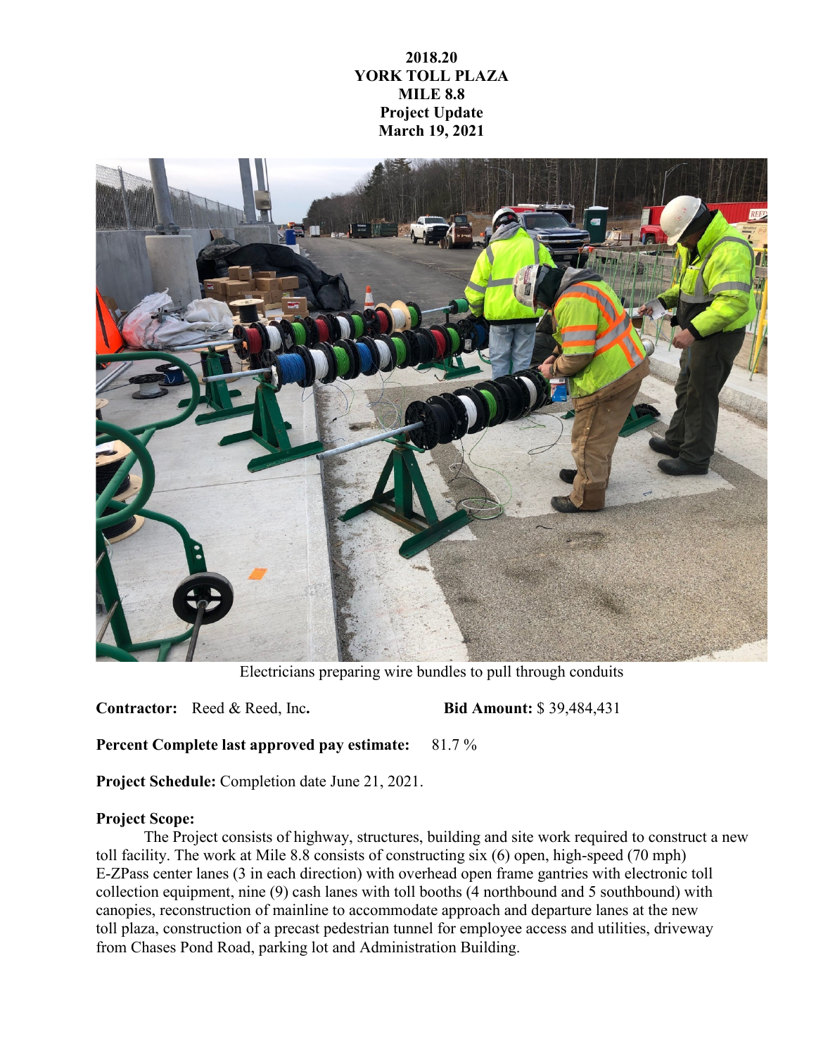**2018.20**
**YORK TOLL PLAZA**
**MILE 8.8**
**Project Update**
**March 19, 2021**

Electricians preparing wire bundles to pull through conduits

**Contractor:** Reed & Reed, Inc**.** **Bid Amount:** $ 39,484,431

**Percent Complete last approved pay estimate:** 81.7 %

**Project Schedule:** Completion date June 21, 2021.

**Project Scope:**

The Project consists of highway, structures, building and site work required to construct a new toll facility. The work at Mile 8.8 consists of constructing six (6) open, high-speed (70 mph) E-ZPass center lanes (3 in each direction) with overhead open frame gantries with electronic toll collection equipment, nine (9) cash lanes with toll booths (4 northbound and 5 southbound) with canopies, reconstruction of mainline to accommodate approach and departure lanes at the new toll plaza, construction of a precast pedestrian tunnel for employee access and utilities, driveway from Chases Pond Road, parking lot and Administration Building.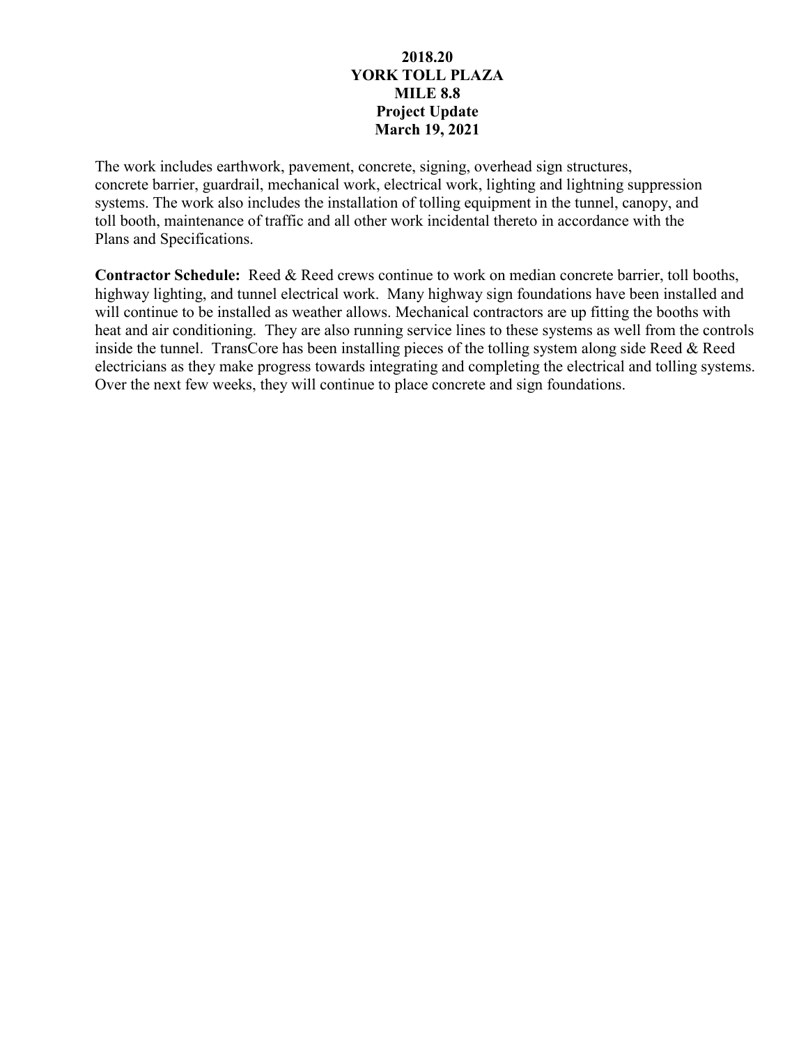**2018.20**
**YORK TOLL PLAZA**
**MILE 8.8**
**Project Update**
**March 19, 2021**

The work includes earthwork, pavement, concrete, signing, overhead sign structures, concrete barrier, guardrail, mechanical work, electrical work, lighting and lightning suppression systems. The work also includes the installation of tolling equipment in the tunnel, canopy, and toll booth, maintenance of traffic and all other work incidental thereto in accordance with the Plans and Specifications.

**Contractor Schedule:** Reed & Reed crews continue to work on median concrete barrier, toll booths, highway lighting, and tunnel electrical work. Many highway sign foundations have been installed and will continue to be installed as weather allows. Mechanical contractors are up fitting the booths with heat and air conditioning. They are also running service lines to these systems as well from the controls inside the tunnel. TransCore has been installing pieces of the tolling system along side Reed & Reed electricians as they make progress towards integrating and completing the electrical and tolling systems. Over the next few weeks, they will continue to place concrete and sign foundations.